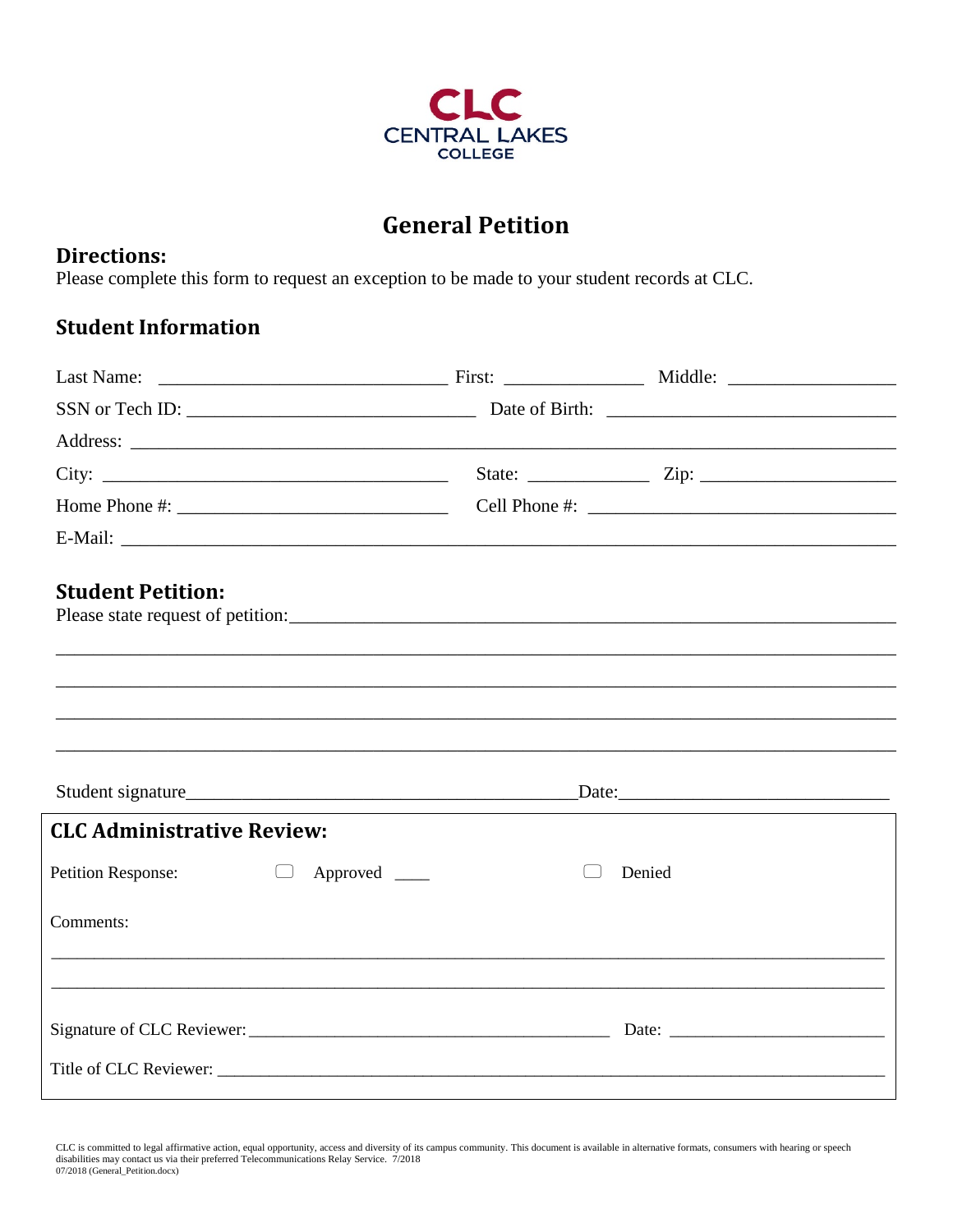CLC
CENTRAL LAKES
COLLEGE

# General Petition

## Directions:

Please complete this form to request an exception to be made to your student records at CLC.

## Student Information

Last Name: ______________________________ First: ______________ Middle: _________________

SSN or Tech ID: ______________________________ Date of Birth: ______________________________

Address: ______________________________________________________________________________

City: ____________________________________ State: ____________ Zip: ___________________

Home Phone #: ____________________________ Cell Phone #: ________________________________

E-Mail: _______________________________________________________________________________

## Student Petition:

Please state request of petition:_______________________________________________________________

_______________________________________________________________________________________

_______________________________________________________________________________________

_______________________________________________________________________________________

_______________________________________________________________________________________

Student signature__________________________________________Date:__________________________

## CLC Administrative Review:

Petition Response: ☐ Approved ____ ☐ Denied

Comments:

_______________________________________________________________________________________

_______________________________________________________________________________________

Signature of CLC Reviewer: ________________________________________ Date: _______________________

Title of CLC Reviewer: _________________________________________________________________________

CLC is committed to legal affirmative action, equal opportunity, access and diversity of its campus community. This document is available in alternative formats, consumers with hearing or speech disabilities may contact us via their preferred Telecommunications Relay Service. 7/2018
07/2018 (General_Petition.docx)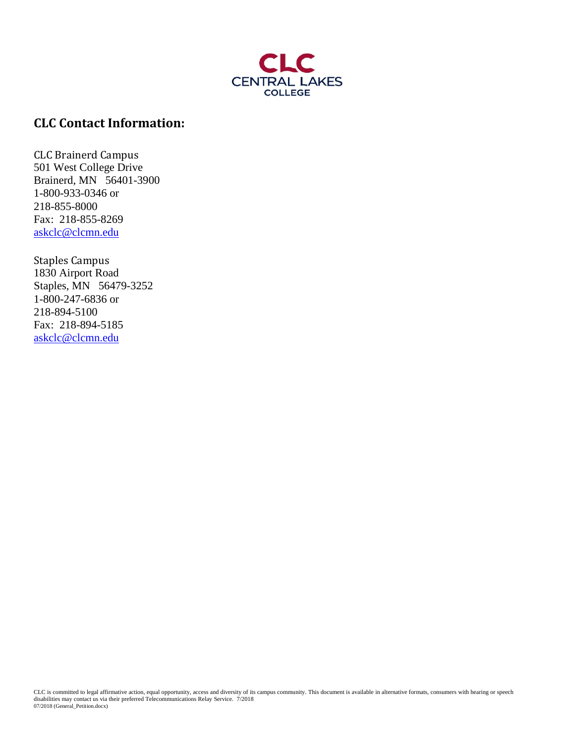CLC

CENTRAL LAKES

COLLEGE

## CLC Contact Information:

CLC Brainerd Campus
501 West College Drive
Brainerd, MN 56401-3900
1-800-933-0346 or
218-855-8000
Fax: 218-855-8269
askclc@clcmn.edu

Staples Campus
1830 Airport Road
Staples, MN 56479-3252
1-800-247-6836 or
218-894-5100
Fax: 218-894-5185
askclc@clcmn.edu

CLC is committed to legal affirmative action, equal opportunity, access and diversity of its campus community. This document is available in alternative formats, consumers with hearing or speech disabilities may contact us via their preferred Telecommunications Relay Service. 7/2018
07/2018 (General_Petition.docx)